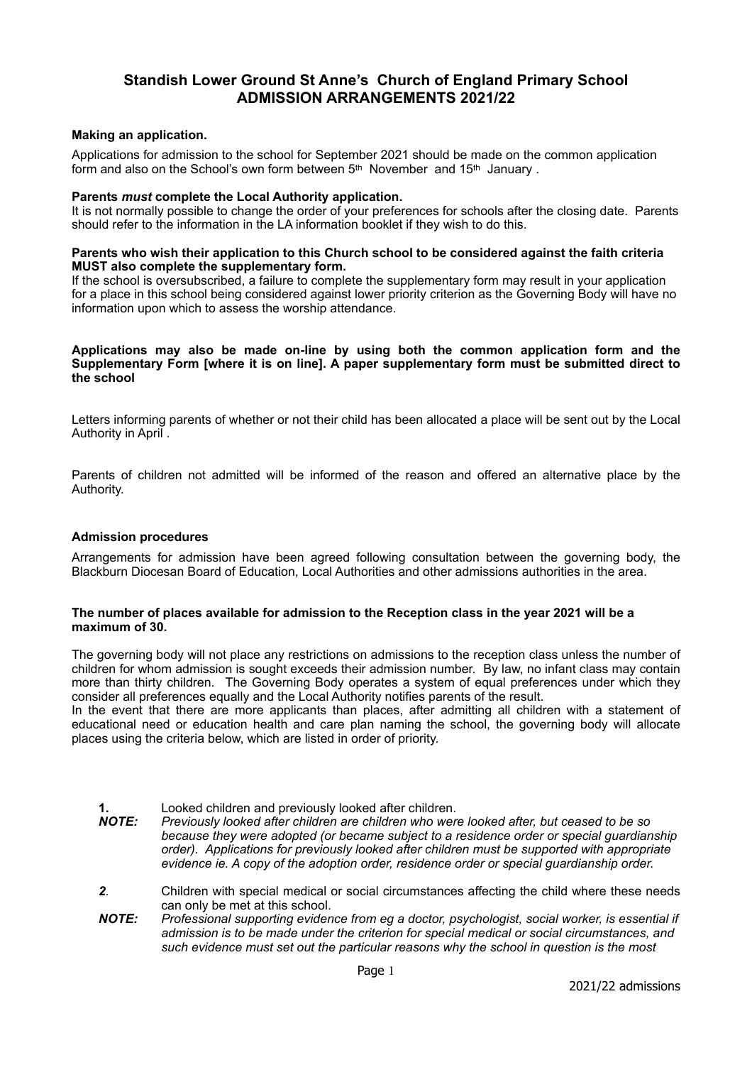# Standish Lower Ground St Anne's Church of England Primary School
## ADMISSION ARRANGEMENTS 2021/22

**Making an application.**

Applications for admission to the school for September 2021 should be made on the common application form and also on the School's own form between 5th November and 15th January .

**Parents *must* complete the Local Authority application.**

It is not normally possible to change the order of your preferences for schools after the closing date. Parents should refer to the information in the LA information booklet if they wish to do this.

**Parents who wish their application to this Church school to be considered against the faith criteria MUST also complete the supplementary form.**

If the school is oversubscribed, a failure to complete the supplementary form may result in your application for a place in this school being considered against lower priority criterion as the Governing Body will have no information upon which to assess the worship attendance.

**Applications may also be made on-line by using both the common application form and the Supplementary Form [where it is on line]. A paper supplementary form must be submitted direct to the school**

Letters informing parents of whether or not their child has been allocated a place will be sent out by the Local Authority in April .

Parents of children not admitted will be informed of the reason and offered an alternative place by the Authority.

**Admission procedures**

Arrangements for admission have been agreed following consultation between the governing body, the Blackburn Diocesan Board of Education, Local Authorities and other admissions authorities in the area.

**The number of places available for admission to the Reception class in the year 2021 will be a maximum of 30.**

The governing body will not place any restrictions on admissions to the reception class unless the number of children for whom admission is sought exceeds their admission number. By law, no infant class may contain more than thirty children. The Governing Body operates a system of equal preferences under which they consider all preferences equally and the Local Authority notifies parents of the result.

In the event that there are more applicants than places, after admitting all children with a statement of educational need or education health and care plan naming the school, the governing body will allocate places using the criteria below, which are listed in order of priority.

**1.** Looked children and previously looked after children.

***NOTE:*** *Previously looked after children are children who were looked after, but ceased to be so because they were adopted (or became subject to a residence order or special guardianship order). Applications for previously looked after children must be supported with appropriate evidence ie. A copy of the adoption order, residence order or special guardianship order.*

***2*.** Children with special medical or social circumstances affecting the child where these needs can only be met at this school.

***NOTE:*** *Professional supporting evidence from eg a doctor, psychologist, social worker, is essential if admission is to be made under the criterion for special medical or social circumstances, and such evidence must set out the particular reasons why the school in question is the most*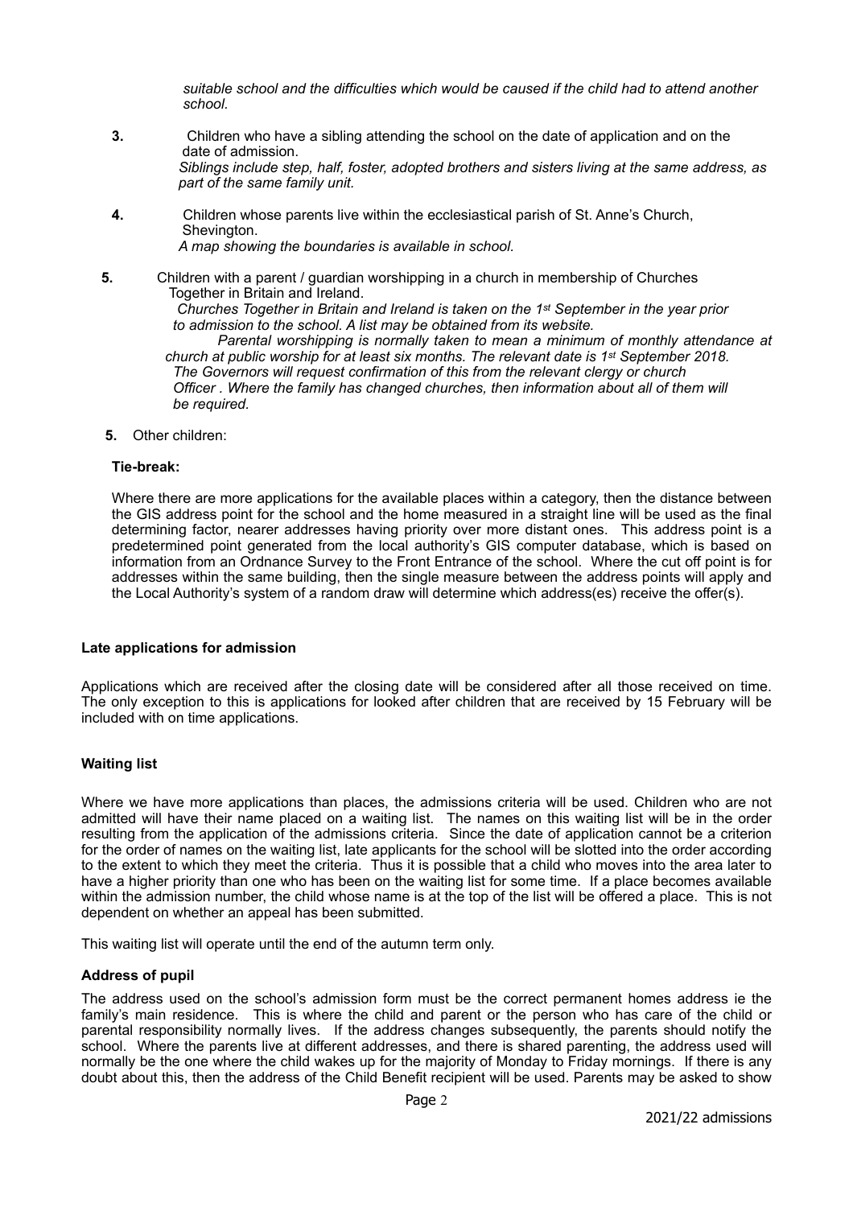*suitable school and the difficulties which would be caused if the child had to attend another school.*

**3.** Children who have a sibling attending the school on the date of application and on the date of admission.
*Siblings include step, half, foster, adopted brothers and sisters living at the same address, as part of the same family unit.*

**4.** Children whose parents live within the ecclesiastical parish of St. Anne's Church, Shevington.
*A map showing the boundaries is available in school.*

**5.** Children with a parent / guardian worshipping in a church in membership of Churches Together in Britain and Ireland.
*Churches Together in Britain and Ireland is taken on the 1st September in the year prior to admission to the school. A list may be obtained from its website.*
*Parental worshipping is normally taken to mean a minimum of monthly attendance at church at public worship for at least six months. The relevant date is 1st September 2018. The Governors will request confirmation of this from the relevant clergy or church Officer . Where the family has changed churches, then information about all of them will be required.*

**5.** Other children:

**Tie-break:**

Where there are more applications for the available places within a category, then the distance between the GIS address point for the school and the home measured in a straight line will be used as the final determining factor, nearer addresses having priority over more distant ones. This address point is a predetermined point generated from the local authority's GIS computer database, which is based on information from an Ordnance Survey to the Front Entrance of the school. Where the cut off point is for addresses within the same building, then the single measure between the address points will apply and the Local Authority's system of a random draw will determine which address(es) receive the offer(s).

**Late applications for admission**

Applications which are received after the closing date will be considered after all those received on time. The only exception to this is applications for looked after children that are received by 15 February will be included with on time applications.

**Waiting list**

Where we have more applications than places, the admissions criteria will be used. Children who are not admitted will have their name placed on a waiting list. The names on this waiting list will be in the order resulting from the application of the admissions criteria. Since the date of application cannot be a criterion for the order of names on the waiting list, late applicants for the school will be slotted into the order according to the extent to which they meet the criteria. Thus it is possible that a child who moves into the area later to have a higher priority than one who has been on the waiting list for some time. If a place becomes available within the admission number, the child whose name is at the top of the list will be offered a place. This is not dependent on whether an appeal has been submitted.

This waiting list will operate until the end of the autumn term only.

**Address of pupil**

The address used on the school's admission form must be the correct permanent homes address ie the family's main residence. This is where the child and parent or the person who has care of the child or parental responsibility normally lives. If the address changes subsequently, the parents should notify the school. Where the parents live at different addresses, and there is shared parenting, the address used will normally be the one where the child wakes up for the majority of Monday to Friday mornings. If there is any doubt about this, then the address of the Child Benefit recipient will be used. Parents may be asked to show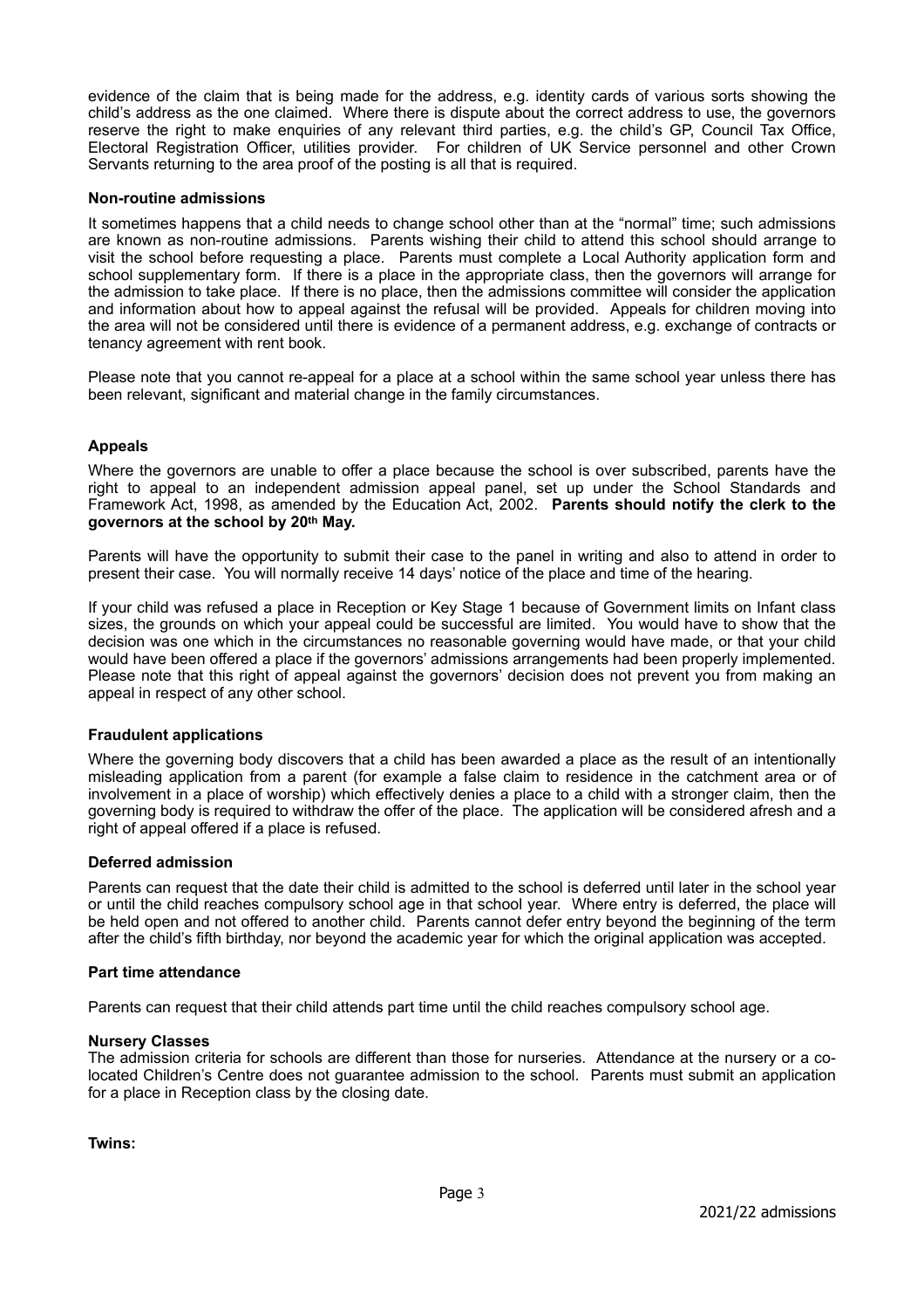evidence of the claim that is being made for the address, e.g. identity cards of various sorts showing the child's address as the one claimed. Where there is dispute about the correct address to use, the governors reserve the right to make enquiries of any relevant third parties, e.g. the child's GP, Council Tax Office, Electoral Registration Officer, utilities provider. For children of UK Service personnel and other Crown Servants returning to the area proof of the posting is all that is required.

**Non-routine admissions**

It sometimes happens that a child needs to change school other than at the "normal" time; such admissions are known as non-routine admissions. Parents wishing their child to attend this school should arrange to visit the school before requesting a place. Parents must complete a Local Authority application form and school supplementary form. If there is a place in the appropriate class, then the governors will arrange for the admission to take place. If there is no place, then the admissions committee will consider the application and information about how to appeal against the refusal will be provided. Appeals for children moving into the area will not be considered until there is evidence of a permanent address, e.g. exchange of contracts or tenancy agreement with rent book.

Please note that you cannot re-appeal for a place at a school within the same school year unless there has been relevant, significant and material change in the family circumstances.

**Appeals**

Where the governors are unable to offer a place because the school is over subscribed, parents have the right to appeal to an independent admission appeal panel, set up under the School Standards and Framework Act, 1998, as amended by the Education Act, 2002. **Parents should notify the clerk to the governors at the school by 20th May.**

Parents will have the opportunity to submit their case to the panel in writing and also to attend in order to present their case. You will normally receive 14 days' notice of the place and time of the hearing.

If your child was refused a place in Reception or Key Stage 1 because of Government limits on Infant class sizes, the grounds on which your appeal could be successful are limited. You would have to show that the decision was one which in the circumstances no reasonable governing would have made, or that your child would have been offered a place if the governors' admissions arrangements had been properly implemented. Please note that this right of appeal against the governors' decision does not prevent you from making an appeal in respect of any other school.

**Fraudulent applications**

Where the governing body discovers that a child has been awarded a place as the result of an intentionally misleading application from a parent (for example a false claim to residence in the catchment area or of involvement in a place of worship) which effectively denies a place to a child with a stronger claim, then the governing body is required to withdraw the offer of the place. The application will be considered afresh and a right of appeal offered if a place is refused.

**Deferred admission**

Parents can request that the date their child is admitted to the school is deferred until later in the school year or until the child reaches compulsory school age in that school year. Where entry is deferred, the place will be held open and not offered to another child. Parents cannot defer entry beyond the beginning of the term after the child's fifth birthday, nor beyond the academic year for which the original application was accepted.

**Part time attendance**

Parents can request that their child attends part time until the child reaches compulsory school age.

**Nursery Classes**

The admission criteria for schools are different than those for nurseries. Attendance at the nursery or a co-located Children's Centre does not guarantee admission to the school. Parents must submit an application for a place in Reception class by the closing date.

**Twins:**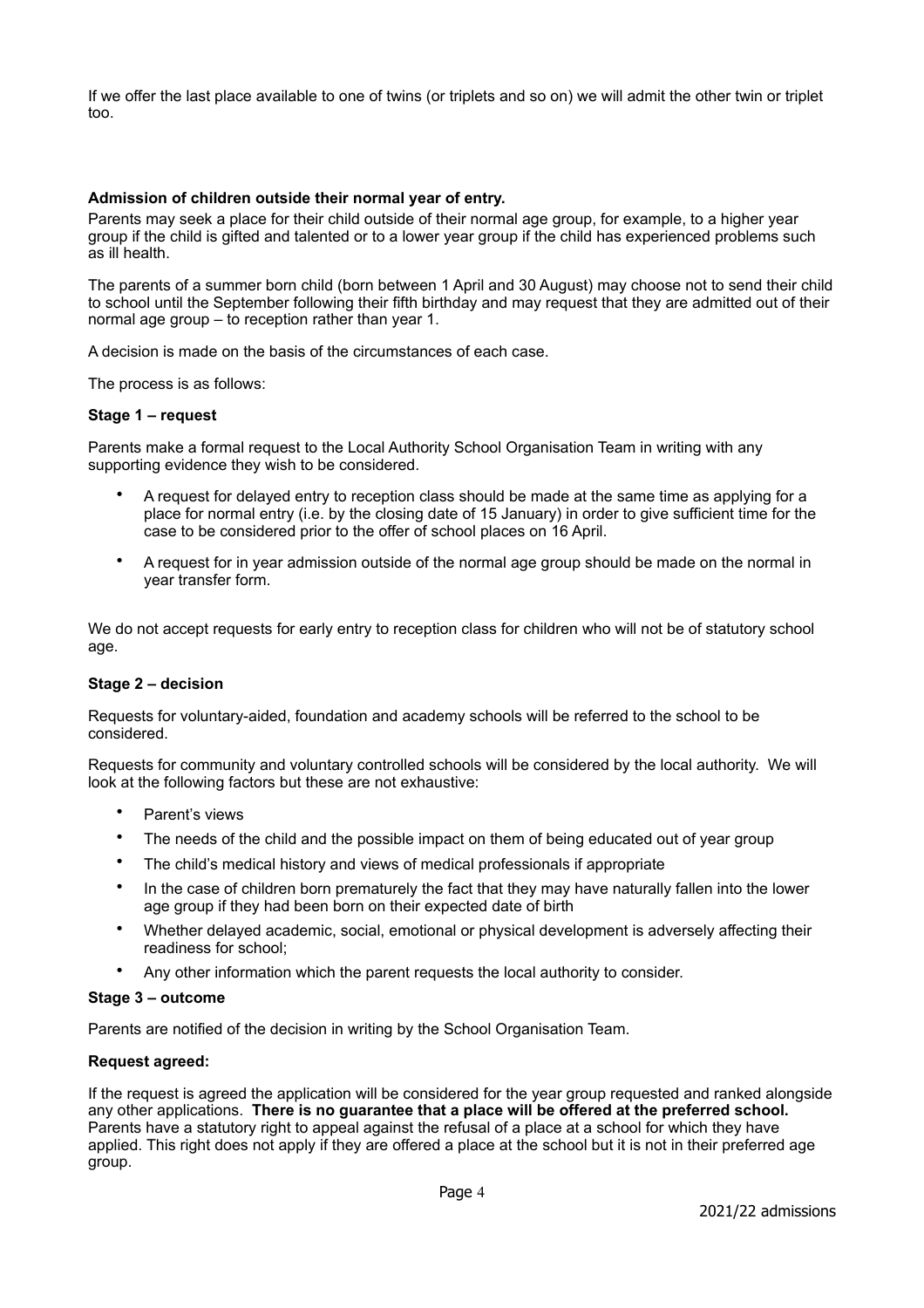If we offer the last place available to one of twins (or triplets and so on) we will admit the other twin or triplet too.

**Admission of children outside their normal year of entry.**

Parents may seek a place for their child outside of their normal age group, for example, to a higher year group if the child is gifted and talented or to a lower year group if the child has experienced problems such as ill health.

The parents of a summer born child (born between 1 April and 30 August) may choose not to send their child to school until the September following their fifth birthday and may request that they are admitted out of their normal age group – to reception rather than year 1.

A decision is made on the basis of the circumstances of each case.

The process is as follows:

**Stage 1 – request**

Parents make a formal request to the Local Authority School Organisation Team in writing with any supporting evidence they wish to be considered.

- A request for delayed entry to reception class should be made at the same time as applying for a place for normal entry (i.e. by the closing date of 15 January) in order to give sufficient time for the case to be considered prior to the offer of school places on 16 April.
- A request for in year admission outside of the normal age group should be made on the normal in year transfer form.

We do not accept requests for early entry to reception class for children who will not be of statutory school age.

**Stage 2 – decision**

Requests for voluntary-aided, foundation and academy schools will be referred to the school to be considered.

Requests for community and voluntary controlled schools will be considered by the local authority. We will look at the following factors but these are not exhaustive:

- Parent's views
- The needs of the child and the possible impact on them of being educated out of year group
- The child's medical history and views of medical professionals if appropriate
- In the case of children born prematurely the fact that they may have naturally fallen into the lower age group if they had been born on their expected date of birth
- Whether delayed academic, social, emotional or physical development is adversely affecting their readiness for school;
- Any other information which the parent requests the local authority to consider.

**Stage 3 – outcome**

Parents are notified of the decision in writing by the School Organisation Team.

**Request agreed:**

If the request is agreed the application will be considered for the year group requested and ranked alongside any other applications. **There is no guarantee that a place will be offered at the preferred school.** Parents have a statutory right to appeal against the refusal of a place at a school for which they have applied. This right does not apply if they are offered a place at the school but it is not in their preferred age group.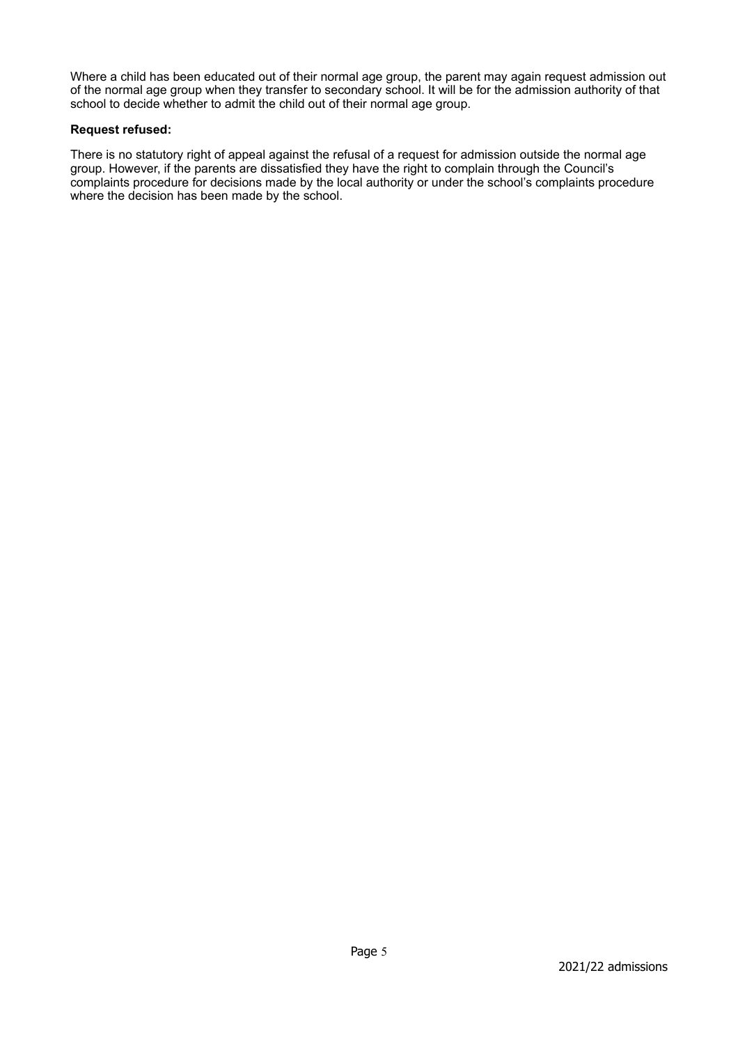Where a child has been educated out of their normal age group, the parent may again request admission out of the normal age group when they transfer to secondary school. It will be for the admission authority of that school to decide whether to admit the child out of their normal age group.

**Request refused:**

There is no statutory right of appeal against the refusal of a request for admission outside the normal age group. However, if the parents are dissatisfied they have the right to complain through the Council's complaints procedure for decisions made by the local authority or under the school's complaints procedure where the decision has been made by the school.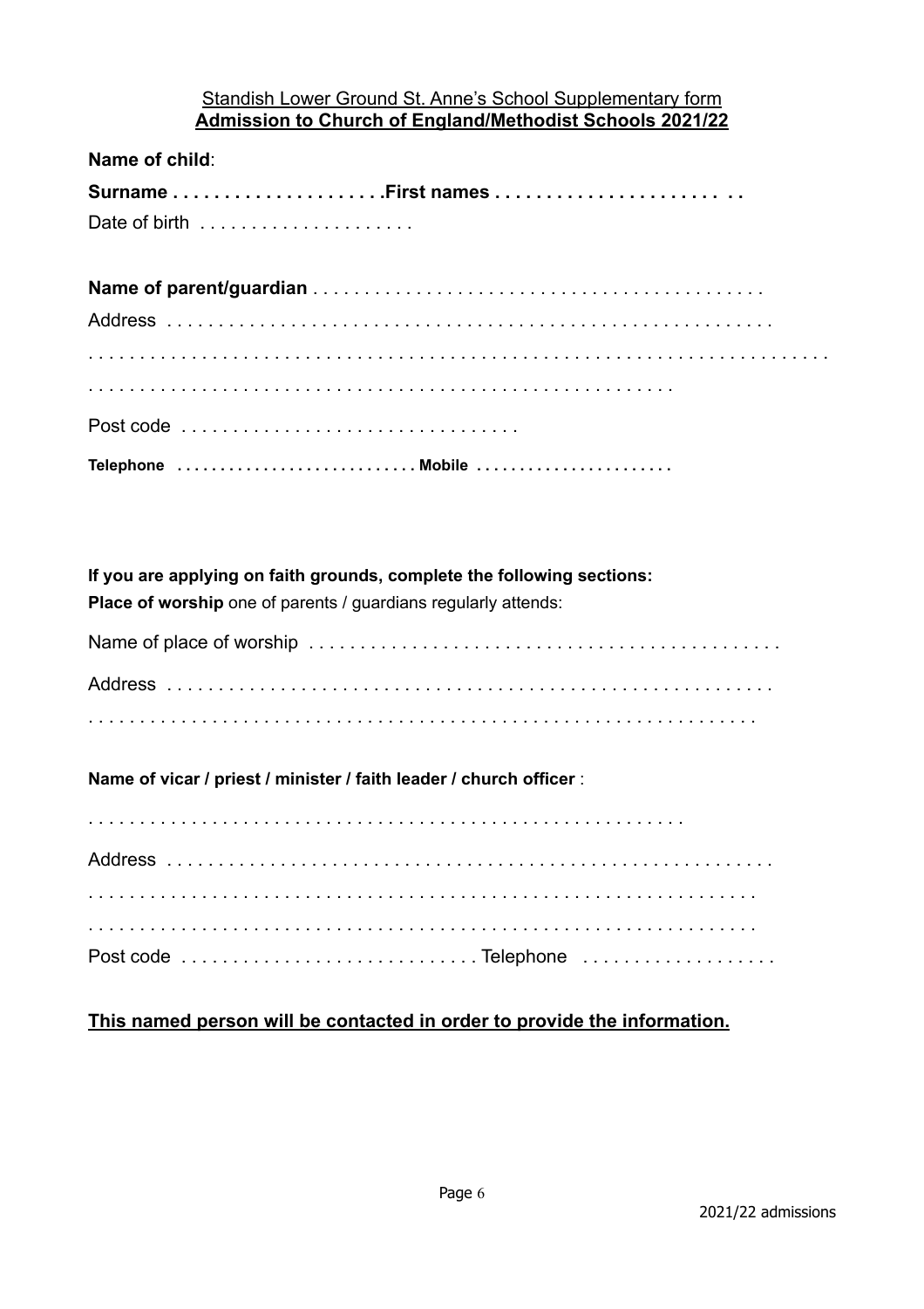Standish Lower Ground St. Anne's School Supplementary form

**Admission to Church of England/Methodist Schools 2021/22**

**Name of child**:

**Surname . . . . . . . . . . . . . . . . . . . .First names . . . . . . . . . . . . . . . . . . . . . . . .**

Date of birth . . . . . . . . . . . . . . . . . . . .

**Name of parent/guardian** . . . . . . . . . . . . . . . . . . . . . . . . . . . . . . . . . . . . . . . . . . . .

Address . . . . . . . . . . . . . . . . . . . . . . . . . . . . . . . . . . . . . . . . . . . . . . . . . . . . . . . . . .

. . . . . . . . . . . . . . . . . . . . . . . . . . . . . . . . . . . . . . . . . . . . . . . . . . . . . . . . . . . . . . . . . . .

. . . . . . . . . . . . . . . . . . . . . . . . . . . . . . . . . . . . . . . . . . . . . . . . . . . . . . . .

Post code . . . . . . . . . . . . . . . . . . . . . . . . . . . . . . . .

**Telephone . . . . . . . . . . . . . . . . . . . . . . . . . . . Mobile . . . . . . . . . . . . . . . . . . . . . .**

**If you are applying on faith grounds, complete the following sections:**

**Place of worship** one of parents / guardians regularly attends:

Name of place of worship . . . . . . . . . . . . . . . . . . . . . . . . . . . . . . . . . . . . . . . . . . . . . .

Address . . . . . . . . . . . . . . . . . . . . . . . . . . . . . . . . . . . . . . . . . . . . . . . . . . . . . . . . . .

. . . . . . . . . . . . . . . . . . . . . . . . . . . . . . . . . . . . . . . . . . . . . . . . . . . . . . . . . . . . .

**Name of vicar / priest / minister / faith leader / church officer** :

. . . . . . . . . . . . . . . . . . . . . . . . . . . . . . . . . . . . . . . . . . . . . . . . . . . . . . . .

Address . . . . . . . . . . . . . . . . . . . . . . . . . . . . . . . . . . . . . . . . . . . . . . . . . . . . . . . . .

. . . . . . . . . . . . . . . . . . . . . . . . . . . . . . . . . . . . . . . . . . . . . . . . . . . . . . . . . . . . .

. . . . . . . . . . . . . . . . . . . . . . . . . . . . . . . . . . . . . . . . . . . . . . . . . . . . . . . . . . . . .

Post code . . . . . . . . . . . . . . . . . . . . . . . . . . . . Telephone . . . . . . . . . . . . . . . . . . .

**This named person will be contacted in order to provide the information.**